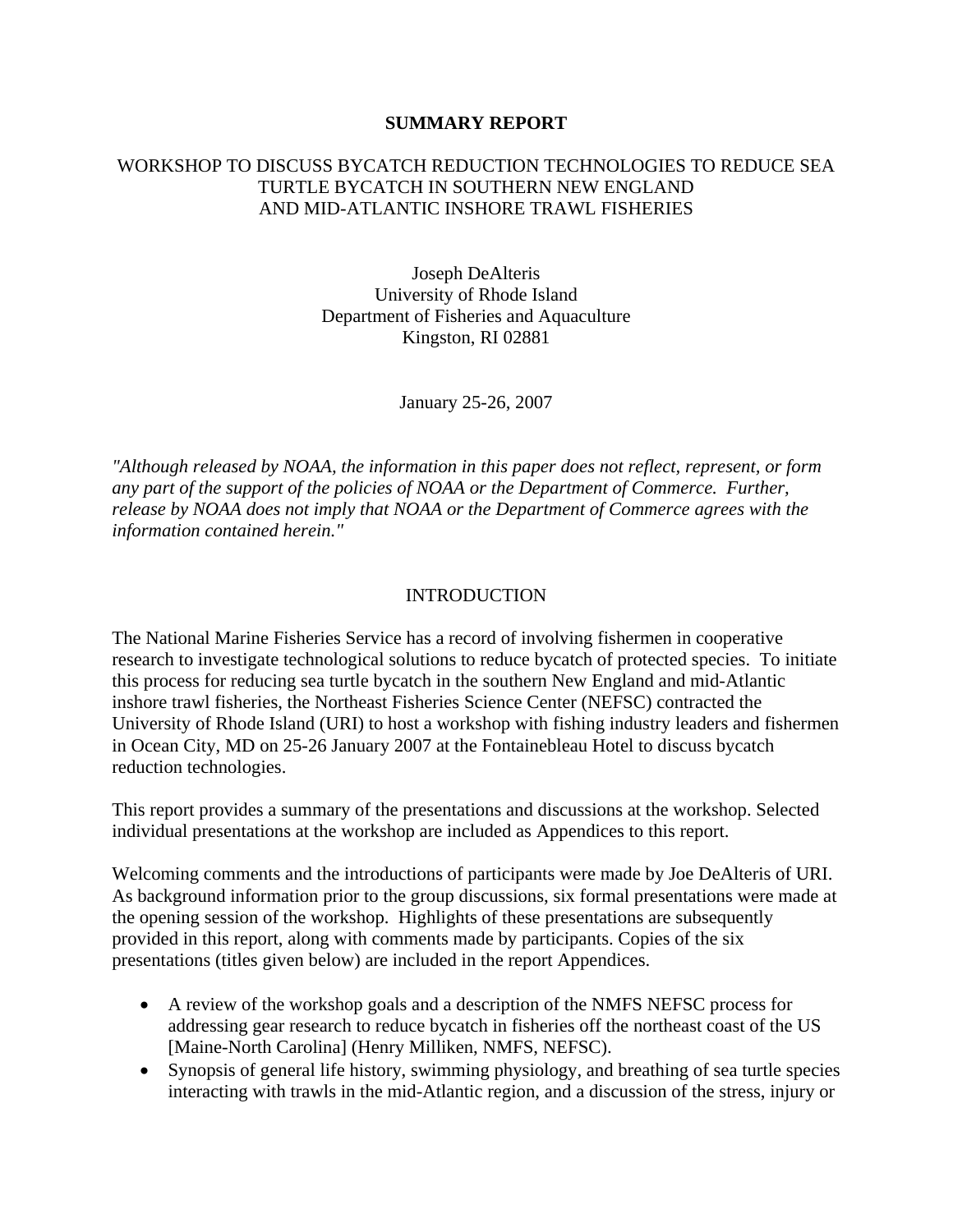# SUMMARY REPORT

## WORKSHOP TO DISCUSS BYCATCH REDUCTION TECHNOLOGIES TO REDUCE SEA TURTLE BYCATCH IN SOUTHERN NEW ENGLAND AND MID-ATLANTIC INSHORE TRAWL FISHERIES

Joseph DeAlteris
University of Rhode Island
Department of Fisheries and Aquaculture
Kingston, RI 02881

January 25-26, 2007

*"Although released by NOAA, the information in this paper does not reflect, represent, or form any part of the support of the policies of NOAA or the Department of Commerce. Further, release by NOAA does not imply that NOAA or the Department of Commerce agrees with the information contained herein."*

## INTRODUCTION

The National Marine Fisheries Service has a record of involving fishermen in cooperative research to investigate technological solutions to reduce bycatch of protected species. To initiate this process for reducing sea turtle bycatch in the southern New England and mid-Atlantic inshore trawl fisheries, the Northeast Fisheries Science Center (NEFSC) contracted the University of Rhode Island (URI) to host a workshop with fishing industry leaders and fishermen in Ocean City, MD on 25-26 January 2007 at the Fontainebleau Hotel to discuss bycatch reduction technologies.

This report provides a summary of the presentations and discussions at the workshop. Selected individual presentations at the workshop are included as Appendices to this report.

Welcoming comments and the introductions of participants were made by Joe DeAlteris of URI. As background information prior to the group discussions, six formal presentations were made at the opening session of the workshop. Highlights of these presentations are subsequently provided in this report, along with comments made by participants. Copies of the six presentations (titles given below) are included in the report Appendices.

- A review of the workshop goals and a description of the NMFS NEFSC process for addressing gear research to reduce bycatch in fisheries off the northeast coast of the US [Maine-North Carolina] (Henry Milliken, NMFS, NEFSC).
- Synopsis of general life history, swimming physiology, and breathing of sea turtle species interacting with trawls in the mid-Atlantic region, and a discussion of the stress, injury or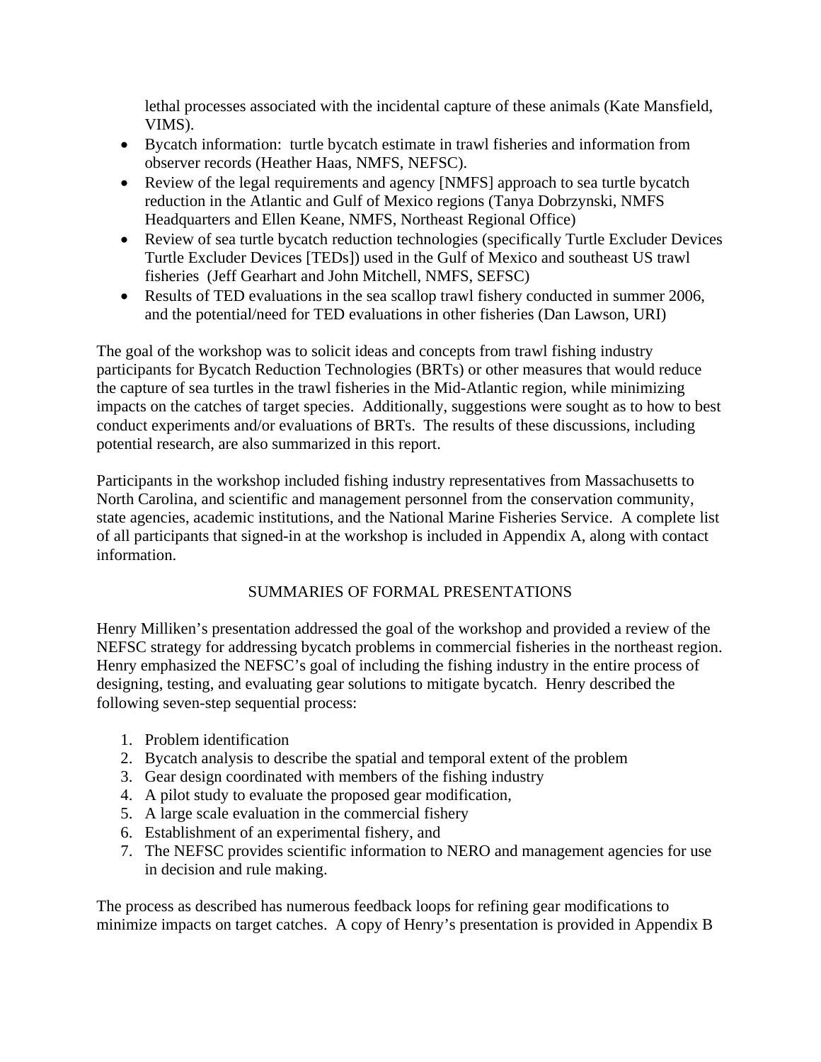lethal processes associated with the incidental capture of these animals (Kate Mansfield, VIMS).

- Bycatch information: turtle bycatch estimate in trawl fisheries and information from observer records (Heather Haas, NMFS, NEFSC).
- Review of the legal requirements and agency [NMFS] approach to sea turtle bycatch reduction in the Atlantic and Gulf of Mexico regions (Tanya Dobrzynski, NMFS Headquarters and Ellen Keane, NMFS, Northeast Regional Office)
- Review of sea turtle bycatch reduction technologies (specifically Turtle Excluder Devices Turtle Excluder Devices [TEDs]) used in the Gulf of Mexico and southeast US trawl fisheries (Jeff Gearhart and John Mitchell, NMFS, SEFSC)
- Results of TED evaluations in the sea scallop trawl fishery conducted in summer 2006, and the potential/need for TED evaluations in other fisheries (Dan Lawson, URI)

The goal of the workshop was to solicit ideas and concepts from trawl fishing industry participants for Bycatch Reduction Technologies (BRTs) or other measures that would reduce the capture of sea turtles in the trawl fisheries in the Mid-Atlantic region, while minimizing impacts on the catches of target species. Additionally, suggestions were sought as to how to best conduct experiments and/or evaluations of BRTs. The results of these discussions, including potential research, are also summarized in this report.

Participants in the workshop included fishing industry representatives from Massachusetts to North Carolina, and scientific and management personnel from the conservation community, state agencies, academic institutions, and the National Marine Fisheries Service. A complete list of all participants that signed-in at the workshop is included in Appendix A, along with contact information.

## SUMMARIES OF FORMAL PRESENTATIONS

Henry Milliken's presentation addressed the goal of the workshop and provided a review of the NEFSC strategy for addressing bycatch problems in commercial fisheries in the northeast region. Henry emphasized the NEFSC's goal of including the fishing industry in the entire process of designing, testing, and evaluating gear solutions to mitigate bycatch. Henry described the following seven-step sequential process:

1. Problem identification
2. Bycatch analysis to describe the spatial and temporal extent of the problem
3. Gear design coordinated with members of the fishing industry
4. A pilot study to evaluate the proposed gear modification,
5. A large scale evaluation in the commercial fishery
6. Establishment of an experimental fishery, and
7. The NEFSC provides scientific information to NERO and management agencies for use in decision and rule making.

The process as described has numerous feedback loops for refining gear modifications to minimize impacts on target catches. A copy of Henry's presentation is provided in Appendix B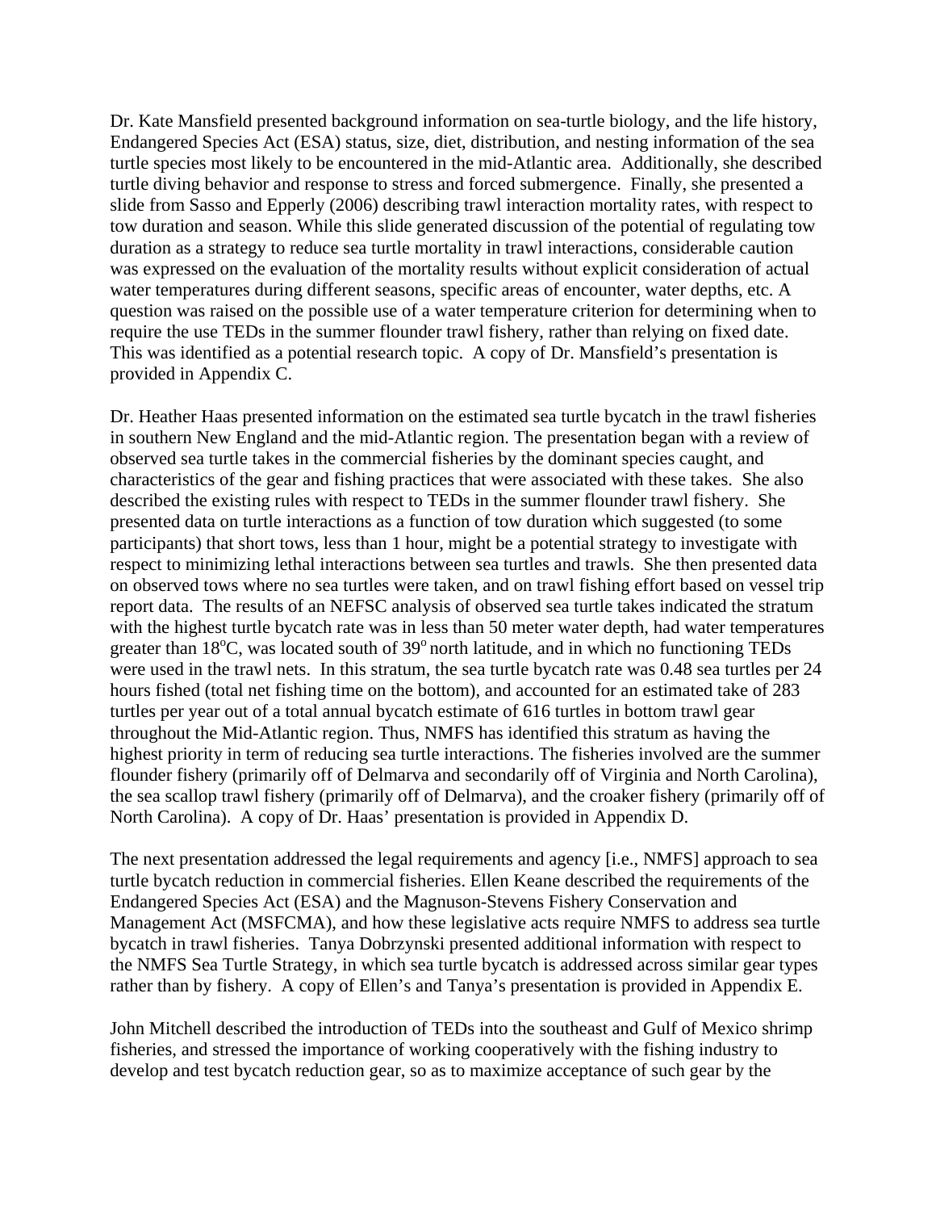Dr. Kate Mansfield presented background information on sea-turtle biology, and the life history, Endangered Species Act (ESA) status, size, diet, distribution, and nesting information of the sea turtle species most likely to be encountered in the mid-Atlantic area. Additionally, she described turtle diving behavior and response to stress and forced submergence. Finally, she presented a slide from Sasso and Epperly (2006) describing trawl interaction mortality rates, with respect to tow duration and season. While this slide generated discussion of the potential of regulating tow duration as a strategy to reduce sea turtle mortality in trawl interactions, considerable caution was expressed on the evaluation of the mortality results without explicit consideration of actual water temperatures during different seasons, specific areas of encounter, water depths, etc. A question was raised on the possible use of a water temperature criterion for determining when to require the use TEDs in the summer flounder trawl fishery, rather than relying on fixed date. This was identified as a potential research topic. A copy of Dr. Mansfield's presentation is provided in Appendix C.

Dr. Heather Haas presented information on the estimated sea turtle bycatch in the trawl fisheries in southern New England and the mid-Atlantic region. The presentation began with a review of observed sea turtle takes in the commercial fisheries by the dominant species caught, and characteristics of the gear and fishing practices that were associated with these takes. She also described the existing rules with respect to TEDs in the summer flounder trawl fishery. She presented data on turtle interactions as a function of tow duration which suggested (to some participants) that short tows, less than 1 hour, might be a potential strategy to investigate with respect to minimizing lethal interactions between sea turtles and trawls. She then presented data on observed tows where no sea turtles were taken, and on trawl fishing effort based on vessel trip report data. The results of an NEFSC analysis of observed sea turtle takes indicated the stratum with the highest turtle bycatch rate was in less than 50 meter water depth, had water temperatures greater than $18^{o}$C, was located south of $39^{o}$ north latitude, and in which no functioning TEDs were used in the trawl nets. In this stratum, the sea turtle bycatch rate was 0.48 sea turtles per 24 hours fished (total net fishing time on the bottom), and accounted for an estimated take of 283 turtles per year out of a total annual bycatch estimate of 616 turtles in bottom trawl gear throughout the Mid-Atlantic region. Thus, NMFS has identified this stratum as having the highest priority in term of reducing sea turtle interactions. The fisheries involved are the summer flounder fishery (primarily off of Delmarva and secondarily off of Virginia and North Carolina), the sea scallop trawl fishery (primarily off of Delmarva), and the croaker fishery (primarily off of North Carolina). A copy of Dr. Haas' presentation is provided in Appendix D.

The next presentation addressed the legal requirements and agency [i.e., NMFS] approach to sea turtle bycatch reduction in commercial fisheries. Ellen Keane described the requirements of the Endangered Species Act (ESA) and the Magnuson-Stevens Fishery Conservation and Management Act (MSFCMA), and how these legislative acts require NMFS to address sea turtle bycatch in trawl fisheries. Tanya Dobrzynski presented additional information with respect to the NMFS Sea Turtle Strategy, in which sea turtle bycatch is addressed across similar gear types rather than by fishery. A copy of Ellen's and Tanya's presentation is provided in Appendix E.

John Mitchell described the introduction of TEDs into the southeast and Gulf of Mexico shrimp fisheries, and stressed the importance of working cooperatively with the fishing industry to develop and test bycatch reduction gear, so as to maximize acceptance of such gear by the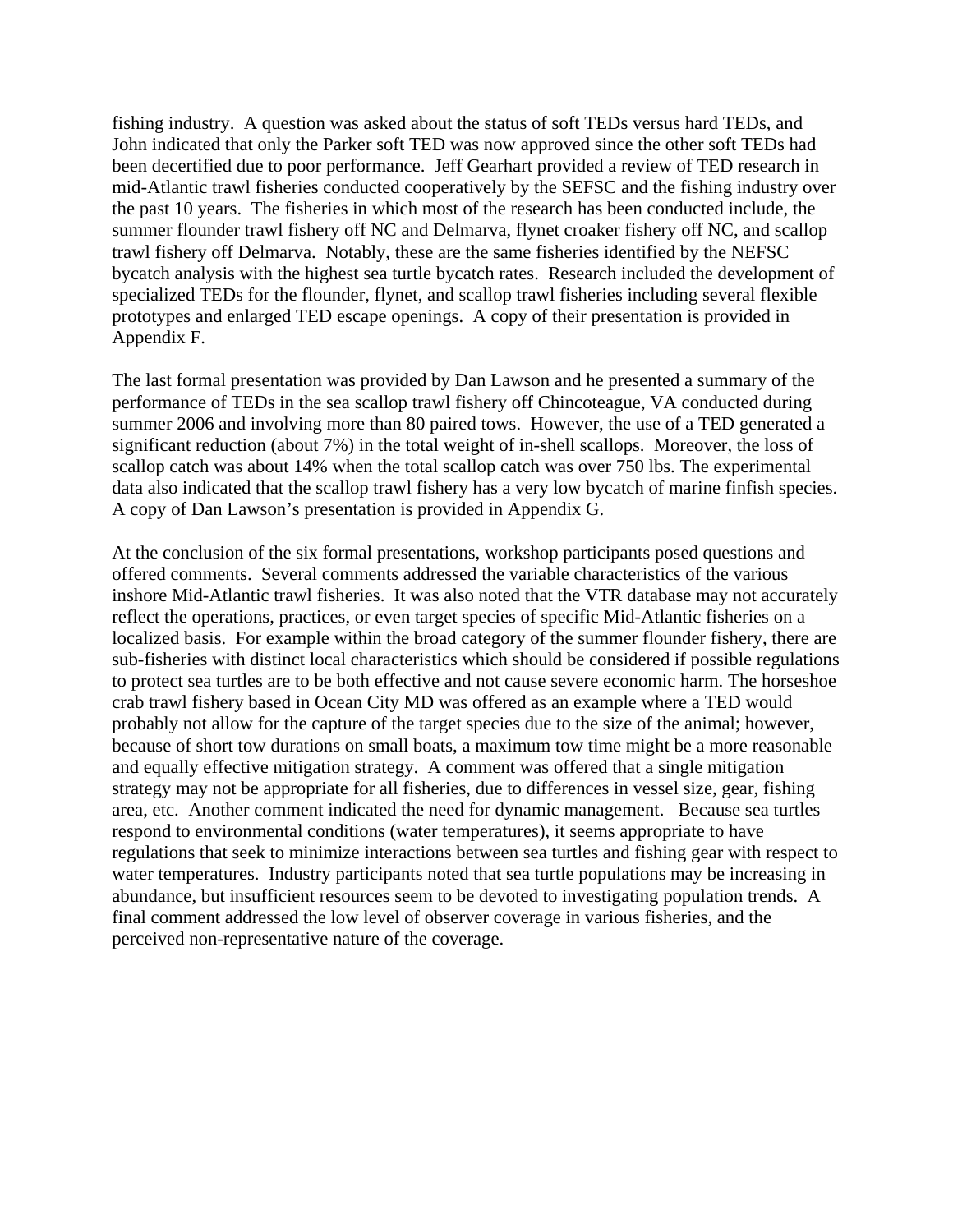fishing industry. A question was asked about the status of soft TEDs versus hard TEDs, and John indicated that only the Parker soft TED was now approved since the other soft TEDs had been decertified due to poor performance. Jeff Gearhart provided a review of TED research in mid-Atlantic trawl fisheries conducted cooperatively by the SEFSC and the fishing industry over the past 10 years. The fisheries in which most of the research has been conducted include, the summer flounder trawl fishery off NC and Delmarva, flynet croaker fishery off NC, and scallop trawl fishery off Delmarva. Notably, these are the same fisheries identified by the NEFSC bycatch analysis with the highest sea turtle bycatch rates. Research included the development of specialized TEDs for the flounder, flynet, and scallop trawl fisheries including several flexible prototypes and enlarged TED escape openings. A copy of their presentation is provided in Appendix F.

The last formal presentation was provided by Dan Lawson and he presented a summary of the performance of TEDs in the sea scallop trawl fishery off Chincoteague, VA conducted during summer 2006 and involving more than 80 paired tows. However, the use of a TED generated a significant reduction (about 7%) in the total weight of in-shell scallops. Moreover, the loss of scallop catch was about 14% when the total scallop catch was over 750 lbs. The experimental data also indicated that the scallop trawl fishery has a very low bycatch of marine finfish species. A copy of Dan Lawson's presentation is provided in Appendix G.

At the conclusion of the six formal presentations, workshop participants posed questions and offered comments. Several comments addressed the variable characteristics of the various inshore Mid-Atlantic trawl fisheries. It was also noted that the VTR database may not accurately reflect the operations, practices, or even target species of specific Mid-Atlantic fisheries on a localized basis. For example within the broad category of the summer flounder fishery, there are sub-fisheries with distinct local characteristics which should be considered if possible regulations to protect sea turtles are to be both effective and not cause severe economic harm. The horseshoe crab trawl fishery based in Ocean City MD was offered as an example where a TED would probably not allow for the capture of the target species due to the size of the animal; however, because of short tow durations on small boats, a maximum tow time might be a more reasonable and equally effective mitigation strategy. A comment was offered that a single mitigation strategy may not be appropriate for all fisheries, due to differences in vessel size, gear, fishing area, etc. Another comment indicated the need for dynamic management. Because sea turtles respond to environmental conditions (water temperatures), it seems appropriate to have regulations that seek to minimize interactions between sea turtles and fishing gear with respect to water temperatures. Industry participants noted that sea turtle populations may be increasing in abundance, but insufficient resources seem to be devoted to investigating population trends. A final comment addressed the low level of observer coverage in various fisheries, and the perceived non-representative nature of the coverage.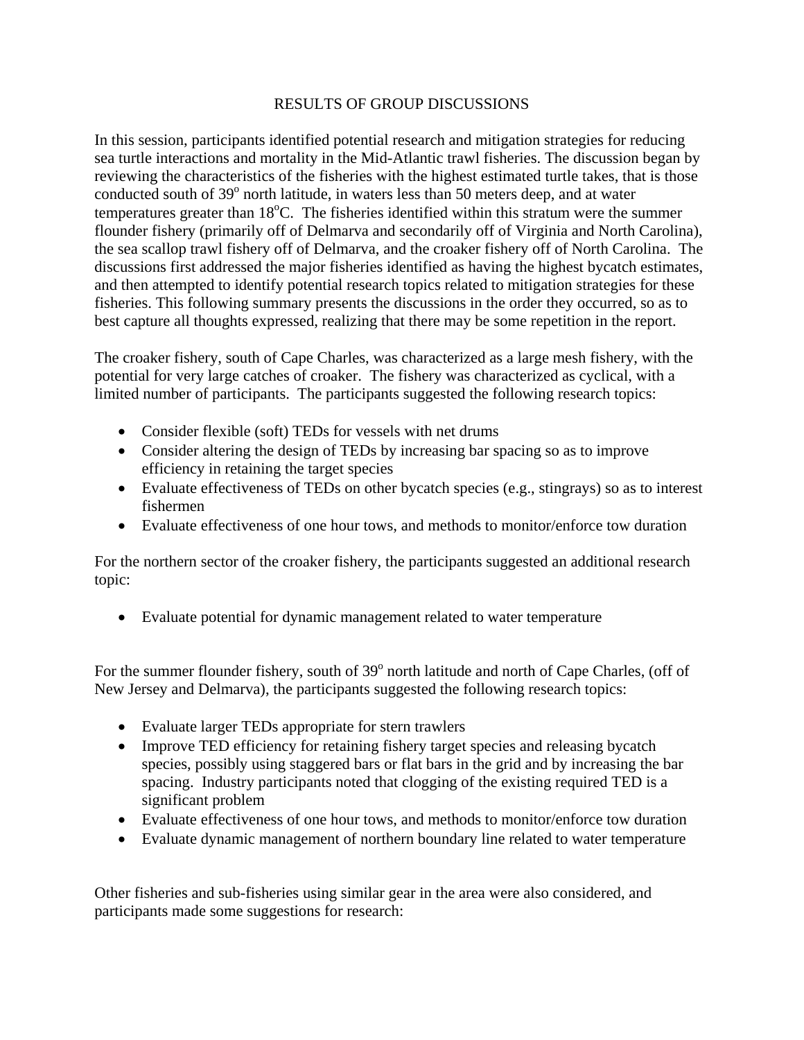# RESULTS OF GROUP DISCUSSIONS

In this session, participants identified potential research and mitigation strategies for reducing sea turtle interactions and mortality in the Mid-Atlantic trawl fisheries. The discussion began by reviewing the characteristics of the fisheries with the highest estimated turtle takes, that is those conducted south of 39$^o$ north latitude, in waters less than 50 meters deep, and at water temperatures greater than 18$^o$C. The fisheries identified within this stratum were the summer flounder fishery (primarily off of Delmarva and secondarily off of Virginia and North Carolina), the sea scallop trawl fishery off of Delmarva, and the croaker fishery off of North Carolina. The discussions first addressed the major fisheries identified as having the highest bycatch estimates, and then attempted to identify potential research topics related to mitigation strategies for these fisheries. This following summary presents the discussions in the order they occurred, so as to best capture all thoughts expressed, realizing that there may be some repetition in the report.

The croaker fishery, south of Cape Charles, was characterized as a large mesh fishery, with the potential for very large catches of croaker. The fishery was characterized as cyclical, with a limited number of participants. The participants suggested the following research topics:

- Consider flexible (soft) TEDs for vessels with net drums
- Consider altering the design of TEDs by increasing bar spacing so as to improve efficiency in retaining the target species
- Evaluate effectiveness of TEDs on other bycatch species (e.g., stingrays) so as to interest fishermen
- Evaluate effectiveness of one hour tows, and methods to monitor/enforce tow duration

For the northern sector of the croaker fishery, the participants suggested an additional research topic:

- Evaluate potential for dynamic management related to water temperature

For the summer flounder fishery, south of 39$^o$ north latitude and north of Cape Charles, (off of New Jersey and Delmarva), the participants suggested the following research topics:

- Evaluate larger TEDs appropriate for stern trawlers
- Improve TED efficiency for retaining fishery target species and releasing bycatch species, possibly using staggered bars or flat bars in the grid and by increasing the bar spacing. Industry participants noted that clogging of the existing required TED is a significant problem
- Evaluate effectiveness of one hour tows, and methods to monitor/enforce tow duration
- Evaluate dynamic management of northern boundary line related to water temperature

Other fisheries and sub-fisheries using similar gear in the area were also considered, and participants made some suggestions for research: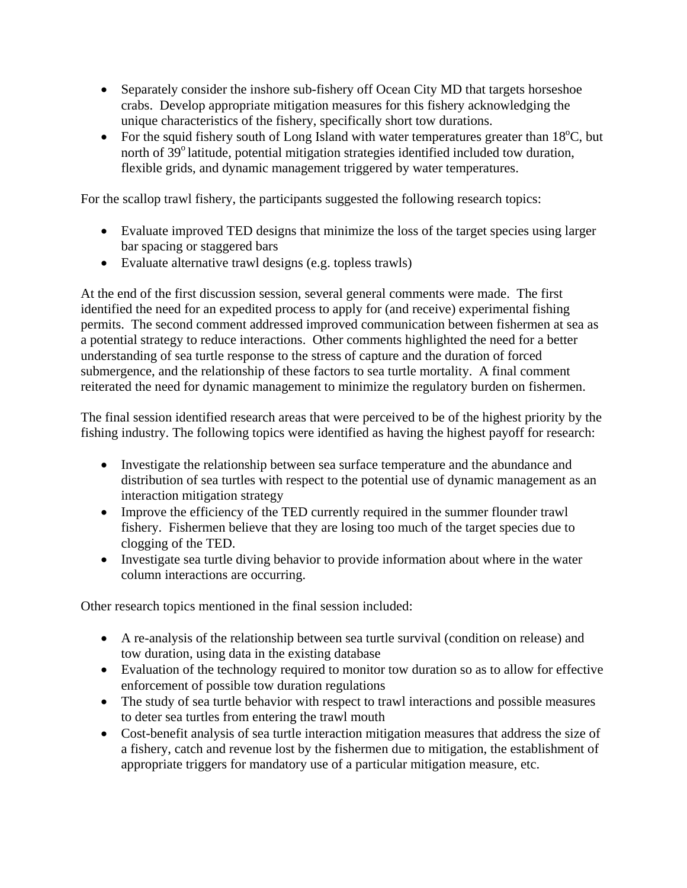- Separately consider the inshore sub-fishery off Ocean City MD that targets horseshoe crabs. Develop appropriate mitigation measures for this fishery acknowledging the unique characteristics of the fishery, specifically short tow durations.
- For the squid fishery south of Long Island with water temperatures greater than $18^{o}$C, but north of $39^{o}$ latitude, potential mitigation strategies identified included tow duration, flexible grids, and dynamic management triggered by water temperatures.

For the scallop trawl fishery, the participants suggested the following research topics:

- Evaluate improved TED designs that minimize the loss of the target species using larger bar spacing or staggered bars
- Evaluate alternative trawl designs (e.g. topless trawls)

At the end of the first discussion session, several general comments were made. The first identified the need for an expedited process to apply for (and receive) experimental fishing permits. The second comment addressed improved communication between fishermen at sea as a potential strategy to reduce interactions. Other comments highlighted the need for a better understanding of sea turtle response to the stress of capture and the duration of forced submergence, and the relationship of these factors to sea turtle mortality. A final comment reiterated the need for dynamic management to minimize the regulatory burden on fishermen.

The final session identified research areas that were perceived to be of the highest priority by the fishing industry. The following topics were identified as having the highest payoff for research:

- Investigate the relationship between sea surface temperature and the abundance and distribution of sea turtles with respect to the potential use of dynamic management as an interaction mitigation strategy
- Improve the efficiency of the TED currently required in the summer flounder trawl fishery. Fishermen believe that they are losing too much of the target species due to clogging of the TED.
- Investigate sea turtle diving behavior to provide information about where in the water column interactions are occurring.

Other research topics mentioned in the final session included:

- A re-analysis of the relationship between sea turtle survival (condition on release) and tow duration, using data in the existing database
- Evaluation of the technology required to monitor tow duration so as to allow for effective enforcement of possible tow duration regulations
- The study of sea turtle behavior with respect to trawl interactions and possible measures to deter sea turtles from entering the trawl mouth
- Cost-benefit analysis of sea turtle interaction mitigation measures that address the size of a fishery, catch and revenue lost by the fishermen due to mitigation, the establishment of appropriate triggers for mandatory use of a particular mitigation measure, etc.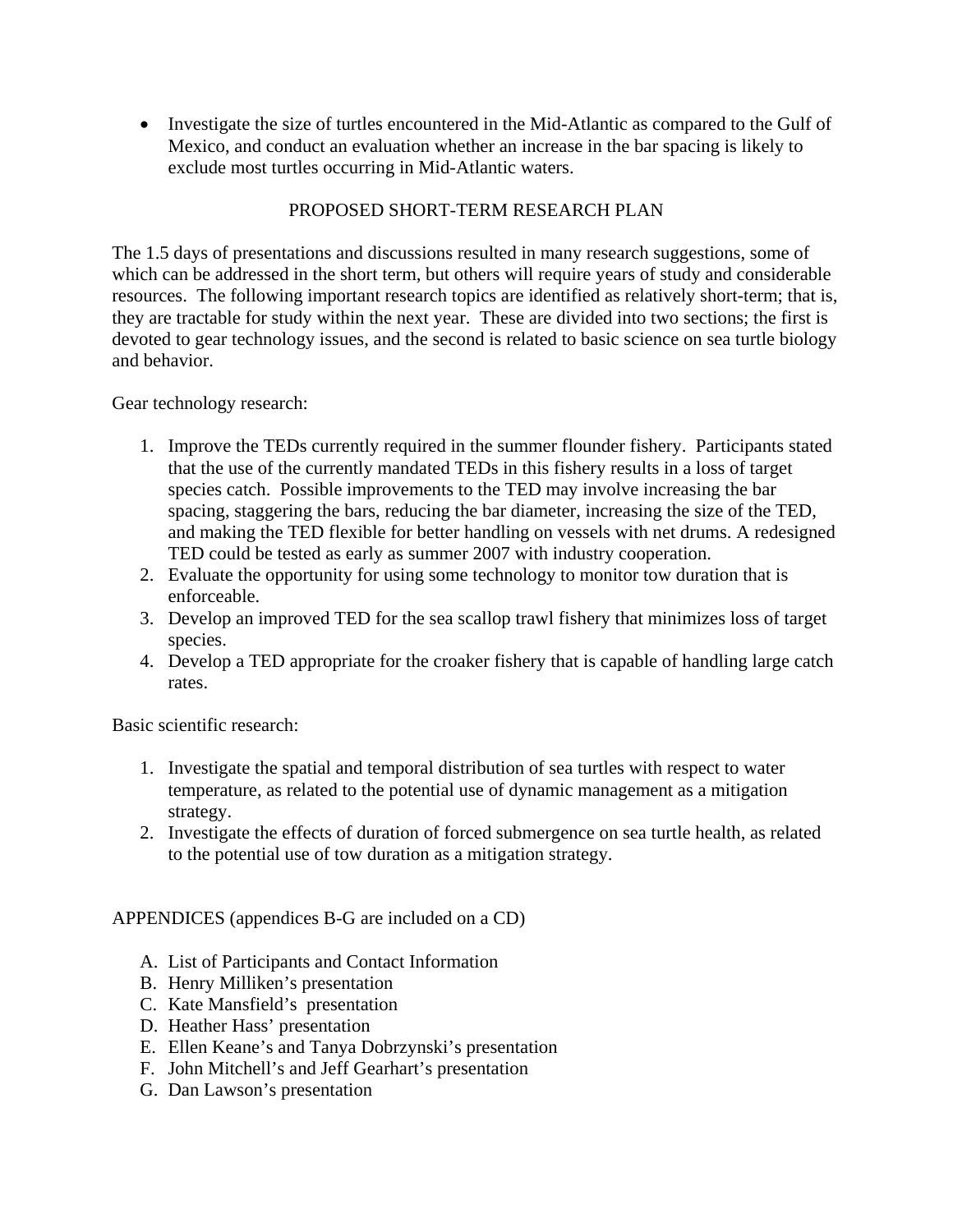- Investigate the size of turtles encountered in the Mid-Atlantic as compared to the Gulf of Mexico, and conduct an evaluation whether an increase in the bar spacing is likely to exclude most turtles occurring in Mid-Atlantic waters.

## PROPOSED SHORT-TERM RESEARCH PLAN

The 1.5 days of presentations and discussions resulted in many research suggestions, some of which can be addressed in the short term, but others will require years of study and considerable resources. The following important research topics are identified as relatively short-term; that is, they are tractable for study within the next year. These are divided into two sections; the first is devoted to gear technology issues, and the second is related to basic science on sea turtle biology and behavior.

Gear technology research:

1. Improve the TEDs currently required in the summer flounder fishery. Participants stated that the use of the currently mandated TEDs in this fishery results in a loss of target species catch. Possible improvements to the TED may involve increasing the bar spacing, staggering the bars, reducing the bar diameter, increasing the size of the TED, and making the TED flexible for better handling on vessels with net drums. A redesigned TED could be tested as early as summer 2007 with industry cooperation.
2. Evaluate the opportunity for using some technology to monitor tow duration that is enforceable.
3. Develop an improved TED for the sea scallop trawl fishery that minimizes loss of target species.
4. Develop a TED appropriate for the croaker fishery that is capable of handling large catch rates.

Basic scientific research:

1. Investigate the spatial and temporal distribution of sea turtles with respect to water temperature, as related to the potential use of dynamic management as a mitigation strategy.
2. Investigate the effects of duration of forced submergence on sea turtle health, as related to the potential use of tow duration as a mitigation strategy.

APPENDICES (appendices B-G are included on a CD)

A. List of Participants and Contact Information
B. Henry Milliken's presentation
C. Kate Mansfield's presentation
D. Heather Hass' presentation
E. Ellen Keane's and Tanya Dobrzynski's presentation
F. John Mitchell's and Jeff Gearhart's presentation
G. Dan Lawson's presentation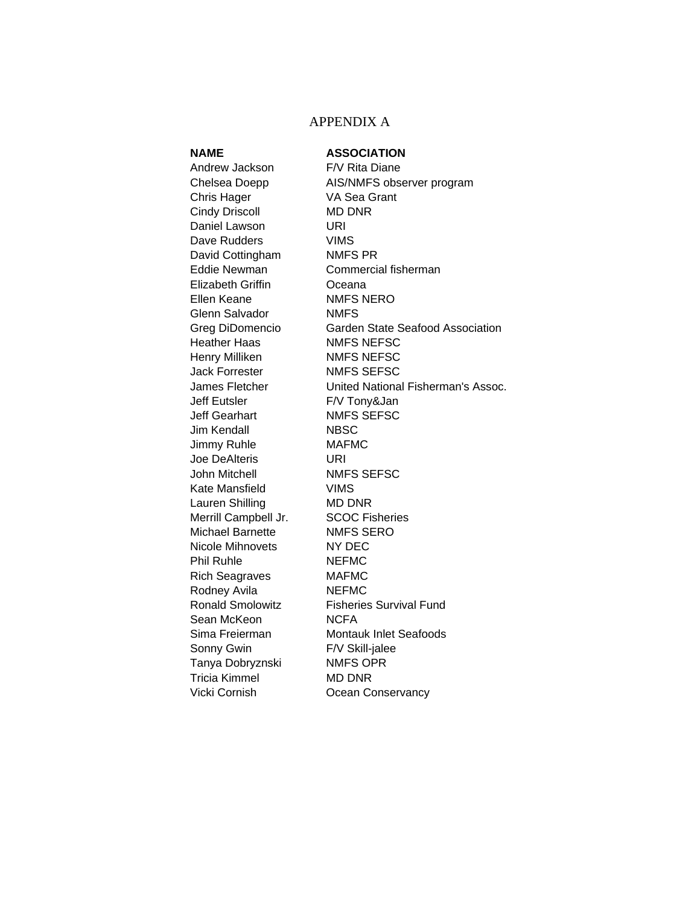# APPENDIX A

| **NAME** | **ASSOCIATION** |
|---|---|
| Andrew Jackson | F/V Rita Diane |
| Chelsea Doepp | AIS/NMFS observer program |
| Chris Hager | VA Sea Grant |
| Cindy Driscoll | MD DNR |
| Daniel Lawson | URI |
| Dave Rudders | VIMS |
| David Cottingham | NMFS PR |
| Eddie Newman | Commercial fisherman |
| Elizabeth Griffin | Oceana |
| Ellen Keane | NMFS NERO |
| Glenn Salvador | NMFS |
| Greg DiDomencio | Garden State Seafood Association |
| Heather Haas | NMFS NEFSC |
| Henry Milliken | NMFS NEFSC |
| Jack Forrester | NMFS SEFSC |
| James Fletcher | United National Fisherman's Assoc. |
| Jeff Eutsler | F/V Tony&Jan |
| Jeff Gearhart | NMFS SEFSC |
| Jim Kendall | NBSC |
| Jimmy Ruhle | MAFMC |
| Joe DeAlteris | URI |
| John Mitchell | NMFS SEFSC |
| Kate Mansfield | VIMS |
| Lauren Shilling | MD DNR |
| Merrill Campbell Jr. | SCOC Fisheries |
| Michael Barnette | NMFS SERO |
| Nicole Mihnovets | NY DEC |
| Phil Ruhle | NEFMC |
| Rich Seagraves | MAFMC |
| Rodney Avila | NEFMC |
| Ronald Smolowitz | Fisheries Survival Fund |
| Sean McKeon | NCFA |
| Sima Freierman | Montauk Inlet Seafoods |
| Sonny Gwin | F/V Skill-jalee |
| Tanya Dobryznski | NMFS OPR |
| Tricia Kimmel | MD DNR |
| Vicki Cornish | Ocean Conservancy |